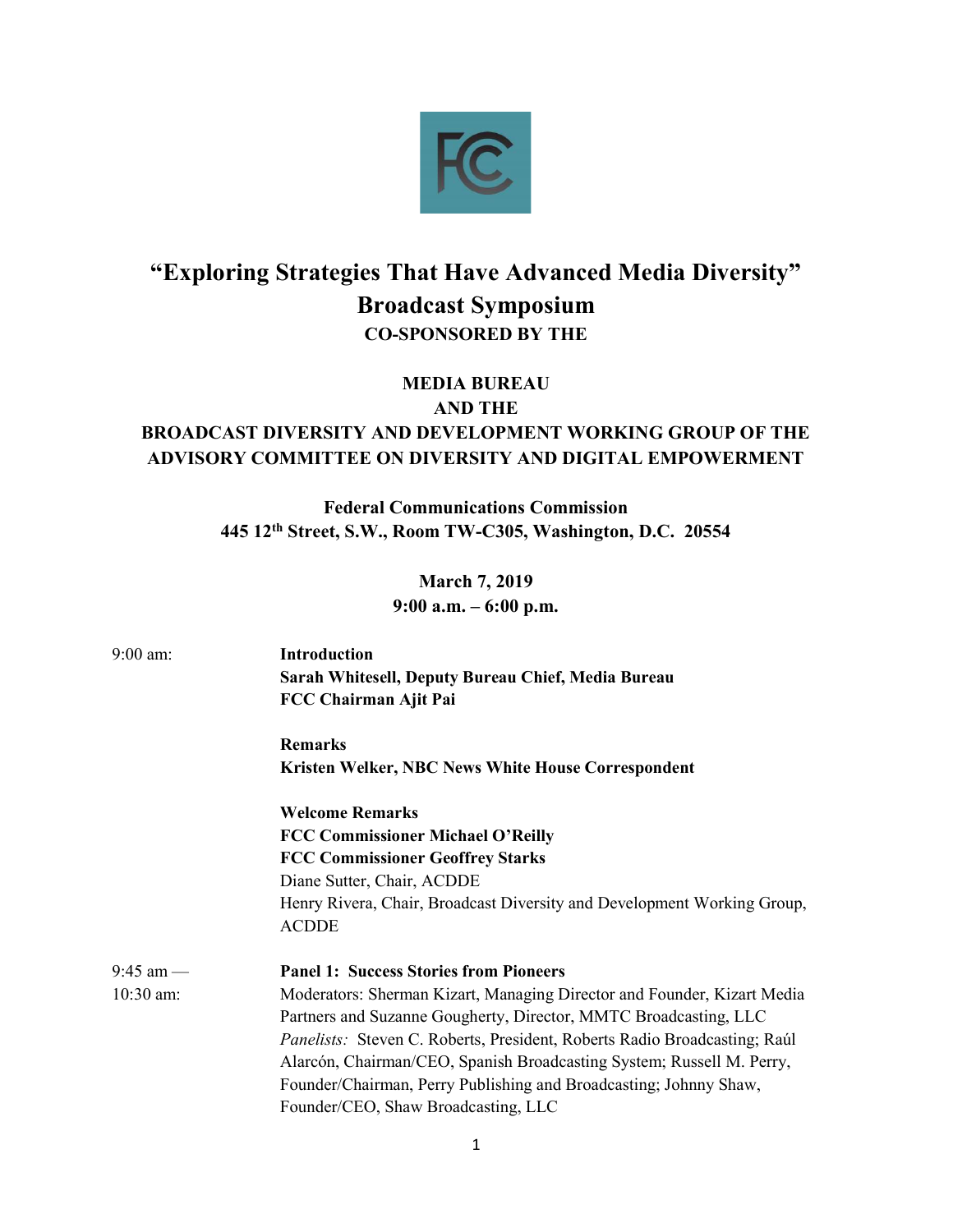# "Exploring Strategies That Have Advanced Media Diversity" Broadcast Symposium

**CO-SPONSORED BY THE**

**MEDIA BUREAU**
**AND THE**
**BROADCAST DIVERSITY AND DEVELOPMENT WORKING GROUP OF THE ADVISORY COMMITTEE ON DIVERSITY AND DIGITAL EMPOWERMENT**

**Federal Communications Commission**
**445 12th Street, S.W., Room TW-C305, Washington, D.C. 20554**

**March 7, 2019**
**9:00 a.m. – 6:00 p.m.**

9:00 am:

**Introduction**
**Sarah Whitesell, Deputy Bureau Chief, Media Bureau**
**FCC Chairman Ajit Pai**

**Remarks**
**Kristen Welker, NBC News White House Correspondent**

**Welcome Remarks**
**FCC Commissioner Michael O'Reilly**
**FCC Commissioner Geoffrey Starks**
Diane Sutter, Chair, ACDDE
Henry Rivera, Chair, Broadcast Diversity and Development Working Group, ACDDE

9:45 am — 10:30 am:

**Panel 1: Success Stories from Pioneers**
Moderators: Sherman Kizart, Managing Director and Founder, Kizart Media Partners and Suzanne Gougherty, Director, MMTC Broadcasting, LLC
*Panelists:* Steven C. Roberts, President, Roberts Radio Broadcasting; Raúl Alarcón, Chairman/CEO, Spanish Broadcasting System; Russell M. Perry, Founder/Chairman, Perry Publishing and Broadcasting; Johnny Shaw, Founder/CEO, Shaw Broadcasting, LLC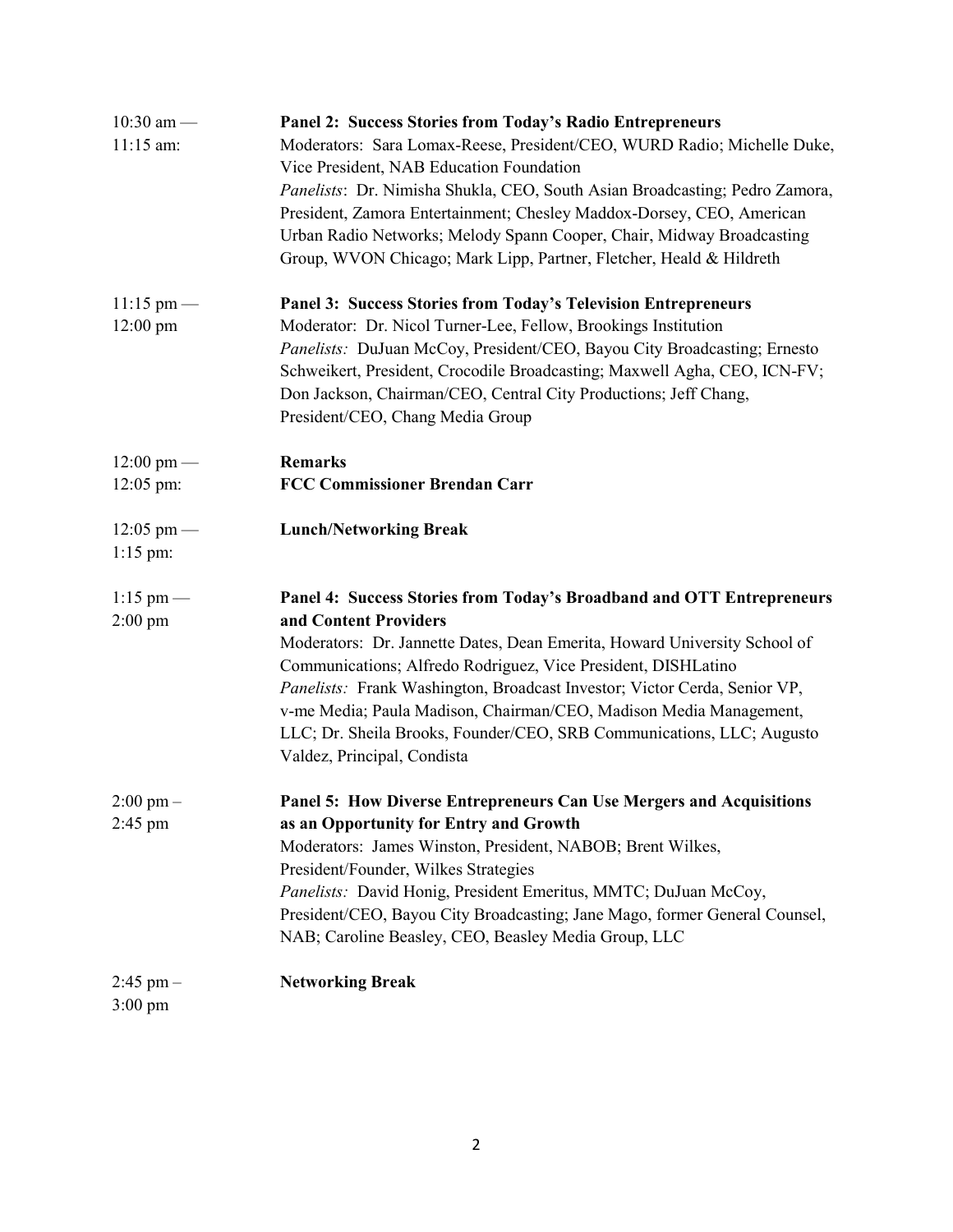10:30 am — 11:15 am: **Panel 2: Success Stories from Today's Radio Entrepreneurs**
Moderators: Sara Lomax-Reese, President/CEO, WURD Radio; Michelle Duke, Vice President, NAB Education Foundation
*Panelists*: Dr. Nimisha Shukla, CEO, South Asian Broadcasting; Pedro Zamora, President, Zamora Entertainment; Chesley Maddox-Dorsey, CEO, American Urban Radio Networks; Melody Spann Cooper, Chair, Midway Broadcasting Group, WVON Chicago; Mark Lipp, Partner, Fletcher, Heald & Hildreth

11:15 pm — 12:00 pm **Panel 3: Success Stories from Today's Television Entrepreneurs**
Moderator: Dr. Nicol Turner-Lee, Fellow, Brookings Institution
*Panelists:* DuJuan McCoy, President/CEO, Bayou City Broadcasting; Ernesto Schweikert, President, Crocodile Broadcasting; Maxwell Agha, CEO, ICN-FV; Don Jackson, Chairman/CEO, Central City Productions; Jeff Chang, President/CEO, Chang Media Group

12:00 pm — 12:05 pm: **Remarks**
**FCC Commissioner Brendan Carr**

12:05 pm — 1:15 pm: **Lunch/Networking Break**

1:15 pm — 2:00 pm **Panel 4: Success Stories from Today's Broadband and OTT Entrepreneurs and Content Providers**
Moderators: Dr. Jannette Dates, Dean Emerita, Howard University School of Communications; Alfredo Rodriguez, Vice President, DISHLatino
*Panelists:* Frank Washington, Broadcast Investor; Victor Cerda, Senior VP, v-me Media; Paula Madison, Chairman/CEO, Madison Media Management, LLC; Dr. Sheila Brooks, Founder/CEO, SRB Communications, LLC; Augusto Valdez, Principal, Condista

2:00 pm – 2:45 pm **Panel 5: How Diverse Entrepreneurs Can Use Mergers and Acquisitions as an Opportunity for Entry and Growth**
Moderators: James Winston, President, NABOB; Brent Wilkes, President/Founder, Wilkes Strategies
*Panelists:* David Honig, President Emeritus, MMTC; DuJuan McCoy, President/CEO, Bayou City Broadcasting; Jane Mago, former General Counsel, NAB; Caroline Beasley, CEO, Beasley Media Group, LLC

2:45 pm – 3:00 pm **Networking Break**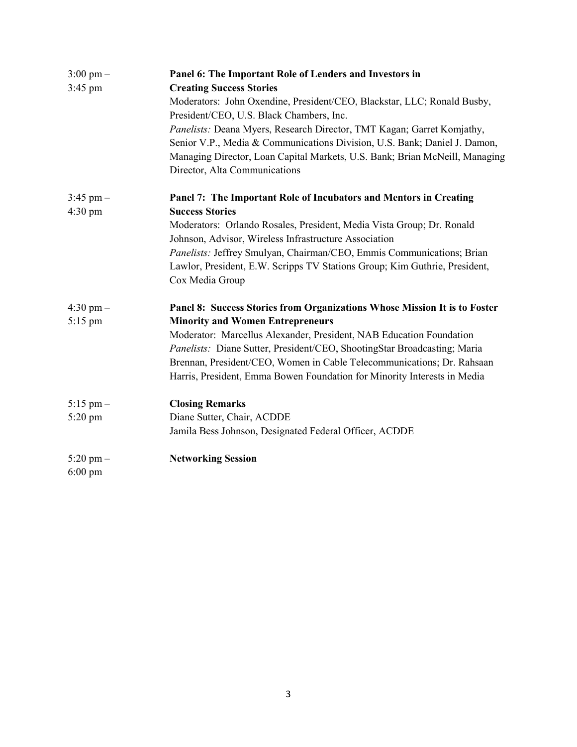| | |
|---|---|
| 3:00 pm – 3:45 pm | **Panel 6: The Important Role of Lenders and Investors in Creating Success Stories**<br>Moderators: John Oxendine, President/CEO, Blackstar, LLC; Ronald Busby, President/CEO, U.S. Black Chambers, Inc.<br>*Panelists:* Deana Myers, Research Director, TMT Kagan; Garret Komjathy, Senior V.P., Media & Communications Division, U.S. Bank; Daniel J. Damon, Managing Director, Loan Capital Markets, U.S. Bank; Brian McNeill, Managing Director, Alta Communications |
| 3:45 pm – 4:30 pm | **Panel 7: The Important Role of Incubators and Mentors in Creating Success Stories**<br>Moderators: Orlando Rosales, President, Media Vista Group; Dr. Ronald Johnson, Advisor, Wireless Infrastructure Association<br>*Panelists:* Jeffrey Smulyan, Chairman/CEO, Emmis Communications; Brian Lawlor, President, E.W. Scripps TV Stations Group; Kim Guthrie, President, Cox Media Group |
| 4:30 pm – 5:15 pm | **Panel 8: Success Stories from Organizations Whose Mission It is to Foster Minority and Women Entrepreneurs**<br>Moderator: Marcellus Alexander, President, NAB Education Foundation<br>*Panelists:* Diane Sutter, President/CEO, ShootingStar Broadcasting; Maria Brennan, President/CEO, Women in Cable Telecommunications; Dr. Rahsaan Harris, President, Emma Bowen Foundation for Minority Interests in Media |
| 5:15 pm – 5:20 pm | **Closing Remarks**<br>Diane Sutter, Chair, ACDDE<br>Jamila Bess Johnson, Designated Federal Officer, ACDDE |
| 5:20 pm – 6:00 pm | **Networking Session** |